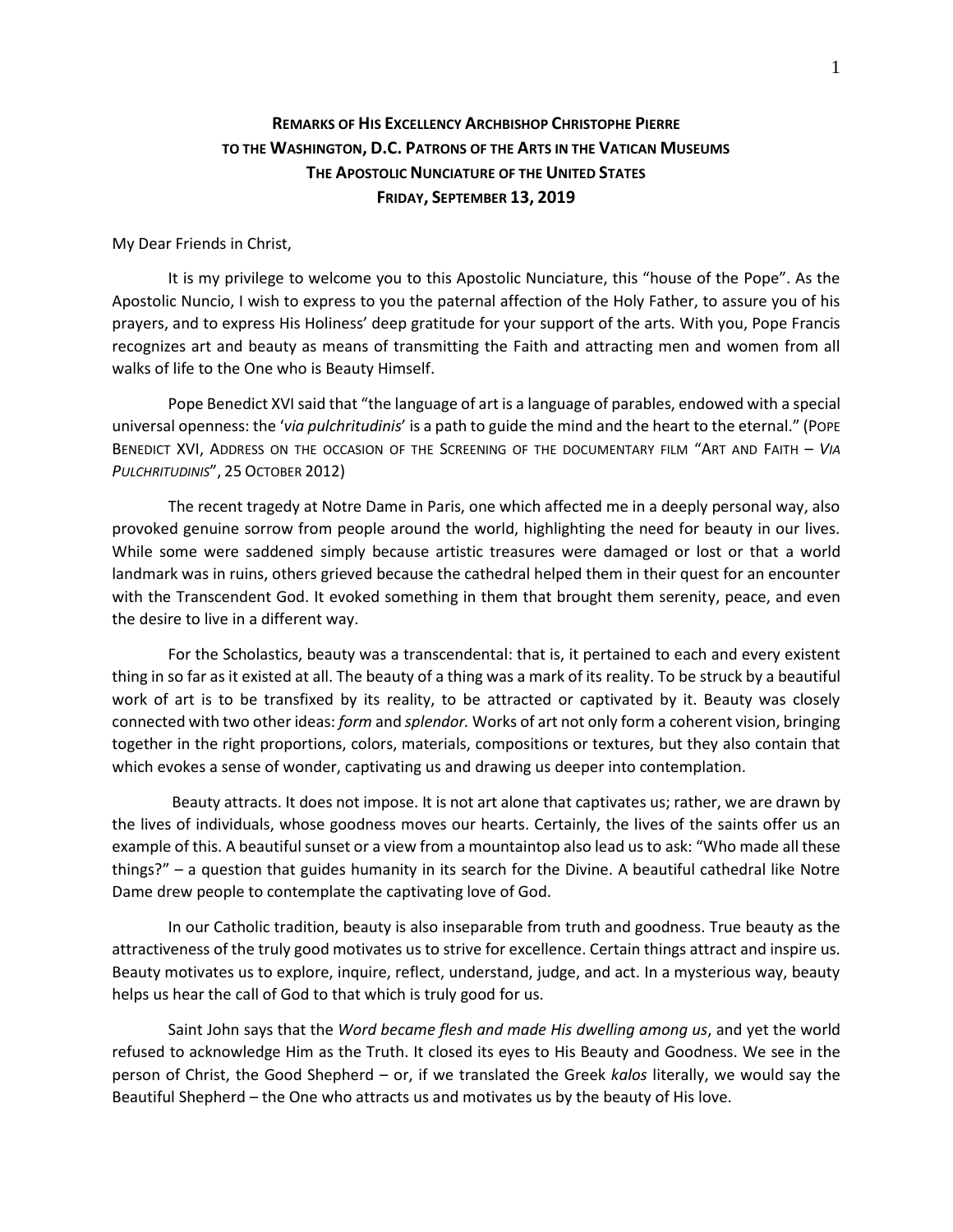**REMARKS OF HIS EXCELLENCY ARCHBISHOP CHRISTOPHE PIERRE**
**TO THE WASHINGTON, D.C. PATRONS OF THE ARTS IN THE VATICAN MUSEUMS**
**THE APOSTOLIC NUNCIATURE OF THE UNITED STATES**
**FRIDAY, SEPTEMBER 13, 2019**

My Dear Friends in Christ,

It is my privilege to welcome you to this Apostolic Nunciature, this "house of the Pope". As the Apostolic Nuncio, I wish to express to you the paternal affection of the Holy Father, to assure you of his prayers, and to express His Holiness' deep gratitude for your support of the arts. With you, Pope Francis recognizes art and beauty as means of transmitting the Faith and attracting men and women from all walks of life to the One who is Beauty Himself.

Pope Benedict XVI said that "the language of art is a language of parables, endowed with a special universal openness: the '*via pulchritudinis*' is a path to guide the mind and the heart to the eternal." (POPE BENEDICT XVI, ADDRESS ON THE OCCASION OF THE SCREENING OF THE DOCUMENTARY FILM "ART AND FAITH – *VIA PULCHRITUDINIS*", 25 OCTOBER 2012)

The recent tragedy at Notre Dame in Paris, one which affected me in a deeply personal way, also provoked genuine sorrow from people around the world, highlighting the need for beauty in our lives. While some were saddened simply because artistic treasures were damaged or lost or that a world landmark was in ruins, others grieved because the cathedral helped them in their quest for an encounter with the Transcendent God. It evoked something in them that brought them serenity, peace, and even the desire to live in a different way.

For the Scholastics, beauty was a transcendental: that is, it pertained to each and every existent thing in so far as it existed at all. The beauty of a thing was a mark of its reality. To be struck by a beautiful work of art is to be transfixed by its reality, to be attracted or captivated by it. Beauty was closely connected with two other ideas: *form* and *splendor.* Works of art not only form a coherent vision, bringing together in the right proportions, colors, materials, compositions or textures, but they also contain that which evokes a sense of wonder, captivating us and drawing us deeper into contemplation.

Beauty attracts. It does not impose. It is not art alone that captivates us; rather, we are drawn by the lives of individuals, whose goodness moves our hearts. Certainly, the lives of the saints offer us an example of this. A beautiful sunset or a view from a mountaintop also lead us to ask: "Who made all these things?" – a question that guides humanity in its search for the Divine. A beautiful cathedral like Notre Dame drew people to contemplate the captivating love of God.

In our Catholic tradition, beauty is also inseparable from truth and goodness. True beauty as the attractiveness of the truly good motivates us to strive for excellence. Certain things attract and inspire us. Beauty motivates us to explore, inquire, reflect, understand, judge, and act. In a mysterious way, beauty helps us hear the call of God to that which is truly good for us.

Saint John says that the *Word became flesh and made His dwelling among us*, and yet the world refused to acknowledge Him as the Truth. It closed its eyes to His Beauty and Goodness. We see in the person of Christ, the Good Shepherd – or, if we translated the Greek *kalos* literally, we would say the Beautiful Shepherd – the One who attracts us and motivates us by the beauty of His love.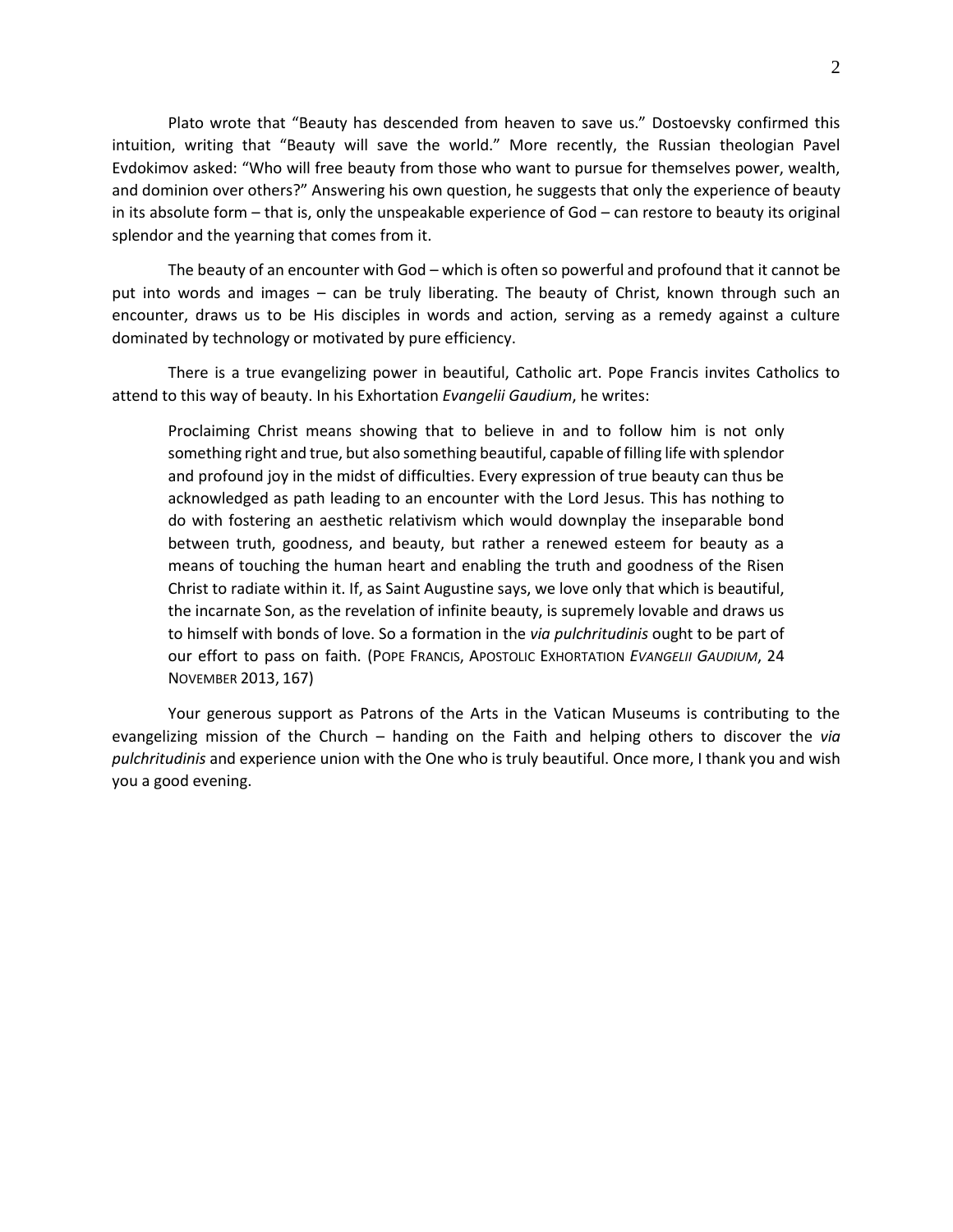Plato wrote that "Beauty has descended from heaven to save us." Dostoevsky confirmed this intuition, writing that "Beauty will save the world." More recently, the Russian theologian Pavel Evdokimov asked: "Who will free beauty from those who want to pursue for themselves power, wealth, and dominion over others?" Answering his own question, he suggests that only the experience of beauty in its absolute form – that is, only the unspeakable experience of God – can restore to beauty its original splendor and the yearning that comes from it.

The beauty of an encounter with God – which is often so powerful and profound that it cannot be put into words and images – can be truly liberating. The beauty of Christ, known through such an encounter, draws us to be His disciples in words and action, serving as a remedy against a culture dominated by technology or motivated by pure efficiency.

There is a true evangelizing power in beautiful, Catholic art. Pope Francis invites Catholics to attend to this way of beauty. In his Exhortation *Evangelii Gaudium*, he writes:

> Proclaiming Christ means showing that to believe in and to follow him is not only something right and true, but also something beautiful, capable of filling life with splendor and profound joy in the midst of difficulties. Every expression of true beauty can thus be acknowledged as path leading to an encounter with the Lord Jesus. This has nothing to do with fostering an aesthetic relativism which would downplay the inseparable bond between truth, goodness, and beauty, but rather a renewed esteem for beauty as a means of touching the human heart and enabling the truth and goodness of the Risen Christ to radiate within it. If, as Saint Augustine says, we love only that which is beautiful, the incarnate Son, as the revelation of infinite beauty, is supremely lovable and draws us to himself with bonds of love. So a formation in the *via pulchritudinis* ought to be part of our effort to pass on faith. (Pope Francis, Apostolic Exhortation *Evangelii Gaudium*, 24 November 2013, 167)

Your generous support as Patrons of the Arts in the Vatican Museums is contributing to the evangelizing mission of the Church – handing on the Faith and helping others to discover the *via pulchritudinis* and experience union with the One who is truly beautiful. Once more, I thank you and wish you a good evening.